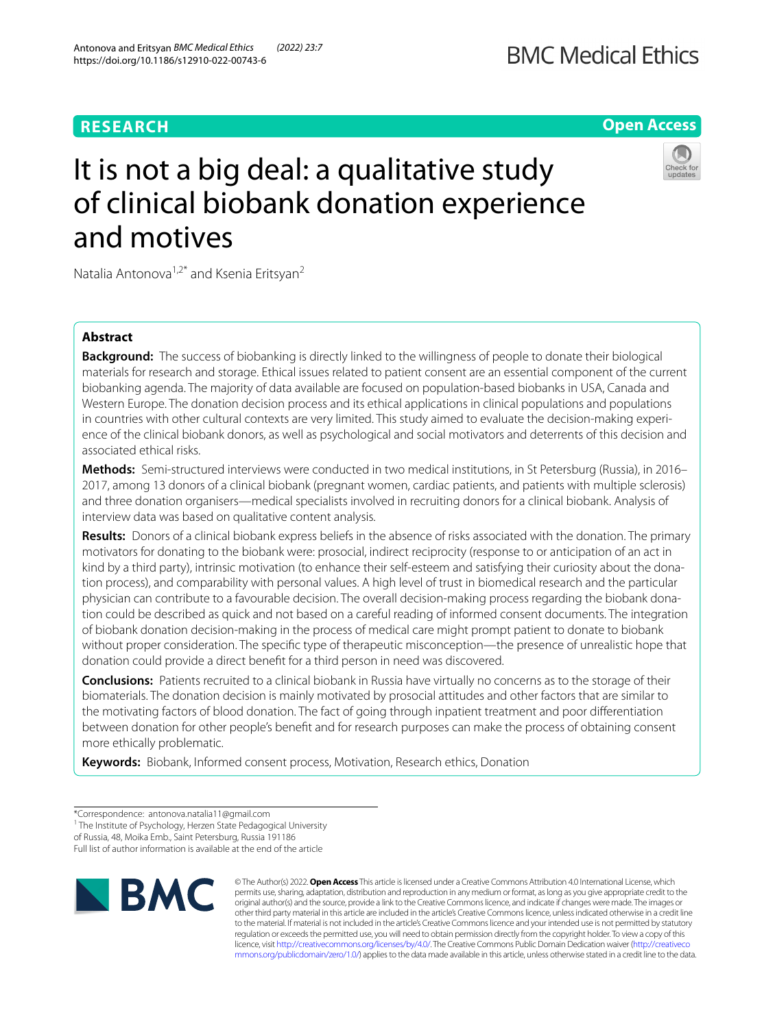**RESEARCH** **Open Access**

# It is not a big deal: a qualitative study of clinical biobank donation experience and motives

Natalia Antonova[1,2*] and Ksenia Eritsyan[2]

## Abstract

**Background:** The success of biobanking is directly linked to the willingness of people to donate their biological materials for research and storage. Ethical issues related to patient consent are an essential component of the current biobanking agenda. The majority of data available are focused on population-based biobanks in USA, Canada and Western Europe. The donation decision process and its ethical applications in clinical populations and populations in countries with other cultural contexts are very limited. This study aimed to evaluate the decision-making experience of the clinical biobank donors, as well as psychological and social motivators and deterrents of this decision and associated ethical risks.

**Methods:** Semi-structured interviews were conducted in two medical institutions, in St Petersburg (Russia), in 2016–2017, among 13 donors of a clinical biobank (pregnant women, cardiac patients, and patients with multiple sclerosis) and three donation organisers—medical specialists involved in recruiting donors for a clinical biobank. Analysis of interview data was based on qualitative content analysis.

**Results:** Donors of a clinical biobank express beliefs in the absence of risks associated with the donation. The primary motivators for donating to the biobank were: prosocial, indirect reciprocity (response to or anticipation of an act in kind by a third party), intrinsic motivation (to enhance their self-esteem and satisfying their curiosity about the donation process), and comparability with personal values. A high level of trust in biomedical research and the particular physician can contribute to a favourable decision. The overall decision-making process regarding the biobank donation could be described as quick and not based on a careful reading of informed consent documents. The integration of biobank donation decision-making in the process of medical care might prompt patient to donate to biobank without proper consideration. The specific type of therapeutic misconception—the presence of unrealistic hope that donation could provide a direct benefit for a third person in need was discovered.

**Conclusions:** Patients recruited to a clinical biobank in Russia have virtually no concerns as to the storage of their biomaterials. The donation decision is mainly motivated by prosocial attitudes and other factors that are similar to the motivating factors of blood donation. The fact of going through inpatient treatment and poor differentiation between donation for other people's benefit and for research purposes can make the process of obtaining consent more ethically problematic.

**Keywords:** Biobank, Informed consent process, Motivation, Research ethics, Donation

*Correspondence: antonova.natalia11@gmail.com
[1] The Institute of Psychology, Herzen State Pedagogical University of Russia, 48, Moika Emb., Saint Petersburg, Russia 191186
Full list of author information is available at the end of the article

© The Author(s) 2022. **Open Access** This article is licensed under a Creative Commons Attribution 4.0 International License, which permits use, sharing, adaptation, distribution and reproduction in any medium or format, as long as you give appropriate credit to the original author(s) and the source, provide a link to the Creative Commons licence, and indicate if changes were made. The images or other third party material in this article are included in the article's Creative Commons licence, unless indicated otherwise in a credit line to the material. If material is not included in the article's Creative Commons licence and your intended use is not permitted by statutory regulation or exceeds the permitted use, you will need to obtain permission directly from the copyright holder. To view a copy of this licence, visit http://creativecommons.org/licenses/by/4.0/. The Creative Commons Public Domain Dedication waiver (http://creativecommons.org/publicdomain/zero/1.0/) applies to the data made available in this article, unless otherwise stated in a credit line to the data.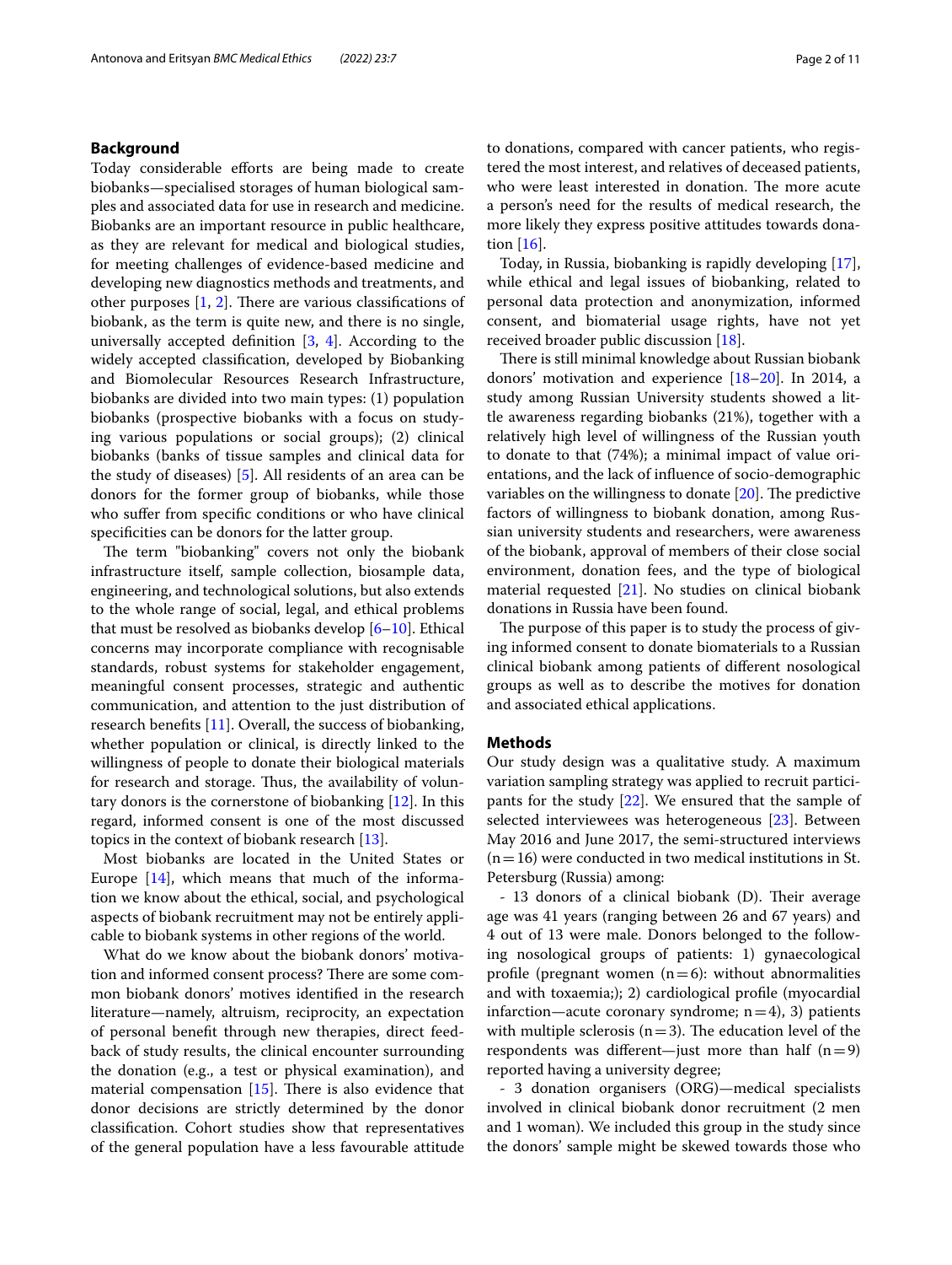## Background

Today considerable efforts are being made to create biobanks—specialised storages of human biological samples and associated data for use in research and medicine. Biobanks are an important resource in public healthcare, as they are relevant for medical and biological studies, for meeting challenges of evidence-based medicine and developing new diagnostics methods and treatments, and other purposes [1, 2]. There are various classifications of biobank, as the term is quite new, and there is no single, universally accepted definition [3, 4]. According to the widely accepted classification, developed by Biobanking and Biomolecular Resources Research Infrastructure, biobanks are divided into two main types: (1) population biobanks (prospective biobanks with a focus on studying various populations or social groups); (2) clinical biobanks (banks of tissue samples and clinical data for the study of diseases) [5]. All residents of an area can be donors for the former group of biobanks, while those who suffer from specific conditions or who have clinical specificities can be donors for the latter group.

The term "biobanking" covers not only the biobank infrastructure itself, sample collection, biosample data, engineering, and technological solutions, but also extends to the whole range of social, legal, and ethical problems that must be resolved as biobanks develop [6–10]. Ethical concerns may incorporate compliance with recognisable standards, robust systems for stakeholder engagement, meaningful consent processes, strategic and authentic communication, and attention to the just distribution of research benefits [11]. Overall, the success of biobanking, whether population or clinical, is directly linked to the willingness of people to donate their biological materials for research and storage. Thus, the availability of voluntary donors is the cornerstone of biobanking [12]. In this regard, informed consent is one of the most discussed topics in the context of biobank research [13].

Most biobanks are located in the United States or Europe [14], which means that much of the information we know about the ethical, social, and psychological aspects of biobank recruitment may not be entirely applicable to biobank systems in other regions of the world.

What do we know about the biobank donors' motivation and informed consent process? There are some common biobank donors' motives identified in the research literature—namely, altruism, reciprocity, an expectation of personal benefit through new therapies, direct feedback of study results, the clinical encounter surrounding the donation (e.g., a test or physical examination), and material compensation [15]. There is also evidence that donor decisions are strictly determined by the donor classification. Cohort studies show that representatives of the general population have a less favourable attitude to donations, compared with cancer patients, who registered the most interest, and relatives of deceased patients, who were least interested in donation. The more acute a person's need for the results of medical research, the more likely they express positive attitudes towards donation [16].

Today, in Russia, biobanking is rapidly developing [17], while ethical and legal issues of biobanking, related to personal data protection and anonymization, informed consent, and biomaterial usage rights, have not yet received broader public discussion [18].

There is still minimal knowledge about Russian biobank donors' motivation and experience [18–20]. In 2014, a study among Russian University students showed a little awareness regarding biobanks (21%), together with a relatively high level of willingness of the Russian youth to donate to that (74%); a minimal impact of value orientations, and the lack of influence of socio-demographic variables on the willingness to donate [20]. The predictive factors of willingness to biobank donation, among Russian university students and researchers, were awareness of the biobank, approval of members of their close social environment, donation fees, and the type of biological material requested [21]. No studies on clinical biobank donations in Russia have been found.

The purpose of this paper is to study the process of giving informed consent to donate biomaterials to a Russian clinical biobank among patients of different nosological groups as well as to describe the motives for donation and associated ethical applications.

## Methods

Our study design was a qualitative study. A maximum variation sampling strategy was applied to recruit participants for the study [22]. We ensured that the sample of selected interviewees was heterogeneous [23]. Between May 2016 and June 2017, the semi-structured interviews (n = 16) were conducted in two medical institutions in St. Petersburg (Russia) among:

- 13 donors of a clinical biobank (D). Their average age was 41 years (ranging between 26 and 67 years) and 4 out of 13 were male. Donors belonged to the following nosological groups of patients: 1) gynaecological profile (pregnant women (n = 6): without abnormalities and with toxaemia;); 2) cardiological profile (myocardial infarction—acute coronary syndrome; n = 4), 3) patients with multiple sclerosis (n = 3). The education level of the respondents was different—just more than half (n = 9) reported having a university degree;

- 3 donation organisers (ORG)—medical specialists involved in clinical biobank donor recruitment (2 men and 1 woman). We included this group in the study since the donors' sample might be skewed towards those who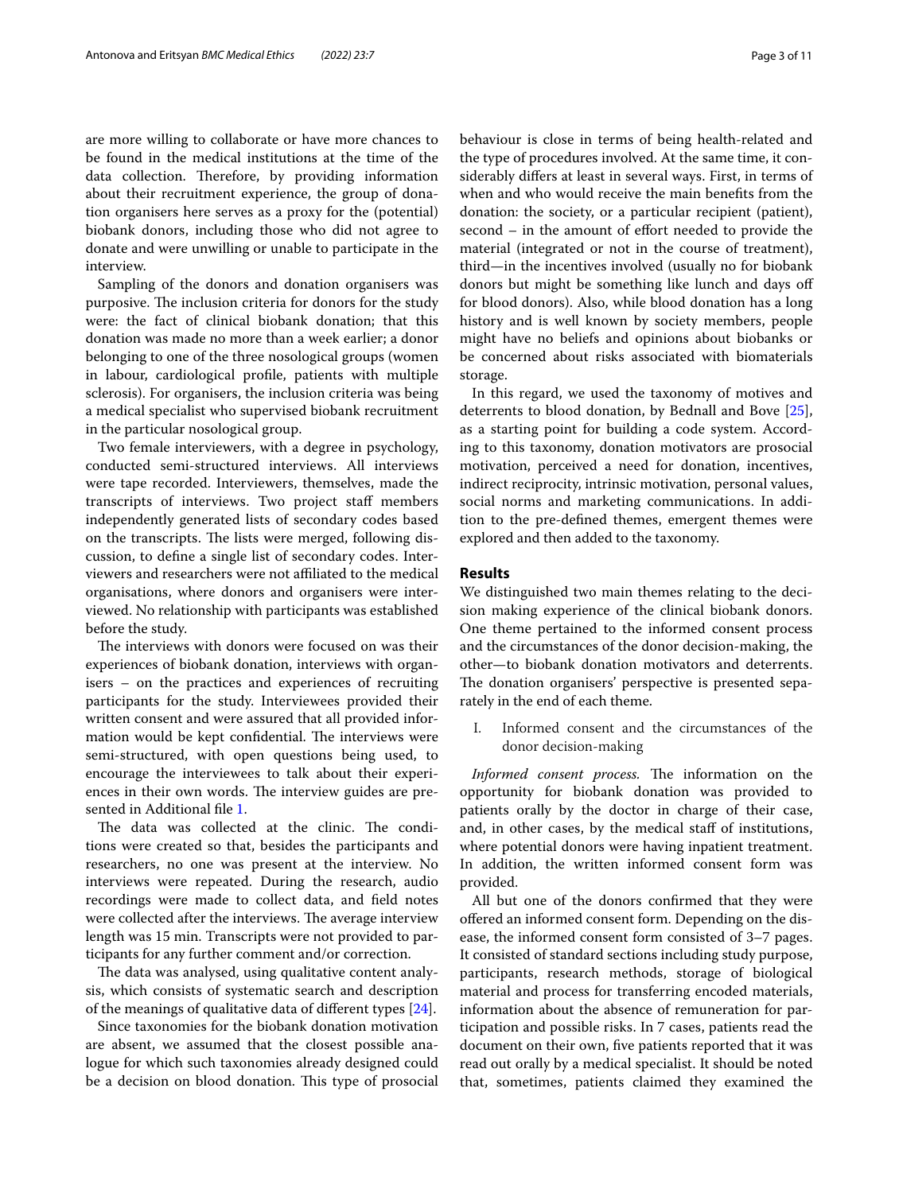are more willing to collaborate or have more chances to be found in the medical institutions at the time of the data collection. Therefore, by providing information about their recruitment experience, the group of donation organisers here serves as a proxy for the (potential) biobank donors, including those who did not agree to donate and were unwilling or unable to participate in the interview.

Sampling of the donors and donation organisers was purposive. The inclusion criteria for donors for the study were: the fact of clinical biobank donation; that this donation was made no more than a week earlier; a donor belonging to one of the three nosological groups (women in labour, cardiological profile, patients with multiple sclerosis). For organisers, the inclusion criteria was being a medical specialist who supervised biobank recruitment in the particular nosological group.

Two female interviewers, with a degree in psychology, conducted semi-structured interviews. All interviews were tape recorded. Interviewers, themselves, made the transcripts of interviews. Two project staff members independently generated lists of secondary codes based on the transcripts. The lists were merged, following discussion, to define a single list of secondary codes. Interviewers and researchers were not affiliated to the medical organisations, where donors and organisers were interviewed. No relationship with participants was established before the study.

The interviews with donors were focused on was their experiences of biobank donation, interviews with organisers – on the practices and experiences of recruiting participants for the study. Interviewees provided their written consent and were assured that all provided information would be kept confidential. The interviews were semi-structured, with open questions being used, to encourage the interviewees to talk about their experiences in their own words. The interview guides are presented in Additional file 1.

The data was collected at the clinic. The conditions were created so that, besides the participants and researchers, no one was present at the interview. No interviews were repeated. During the research, audio recordings were made to collect data, and field notes were collected after the interviews. The average interview length was 15 min. Transcripts were not provided to participants for any further comment and/or correction.

The data was analysed, using qualitative content analysis, which consists of systematic search and description of the meanings of qualitative data of different types [24].

Since taxonomies for the biobank donation motivation are absent, we assumed that the closest possible analogue for which such taxonomies already designed could be a decision on blood donation. This type of prosocial behaviour is close in terms of being health-related and the type of procedures involved. At the same time, it considerably differs at least in several ways. First, in terms of when and who would receive the main benefits from the donation: the society, or a particular recipient (patient), second – in the amount of effort needed to provide the material (integrated or not in the course of treatment), third—in the incentives involved (usually no for biobank donors but might be something like lunch and days off for blood donors). Also, while blood donation has a long history and is well known by society members, people might have no beliefs and opinions about biobanks or be concerned about risks associated with biomaterials storage.

In this regard, we used the taxonomy of motives and deterrents to blood donation, by Bednall and Bove [25], as a starting point for building a code system. According to this taxonomy, donation motivators are prosocial motivation, perceived a need for donation, incentives, indirect reciprocity, intrinsic motivation, personal values, social norms and marketing communications. In addition to the pre-defined themes, emergent themes were explored and then added to the taxonomy.

## Results

We distinguished two main themes relating to the decision making experience of the clinical biobank donors. One theme pertained to the informed consent process and the circumstances of the donor decision-making, the other—to biobank donation motivators and deterrents. The donation organisers' perspective is presented separately in the end of each theme.

I. Informed consent and the circumstances of the donor decision-making

*Informed consent process.* The information on the opportunity for biobank donation was provided to patients orally by the doctor in charge of their case, and, in other cases, by the medical staff of institutions, where potential donors were having inpatient treatment. In addition, the written informed consent form was provided.

All but one of the donors confirmed that they were offered an informed consent form. Depending on the disease, the informed consent form consisted of 3–7 pages. It consisted of standard sections including study purpose, participants, research methods, storage of biological material and process for transferring encoded materials, information about the absence of remuneration for participation and possible risks. In 7 cases, patients read the document on their own, five patients reported that it was read out orally by a medical specialist. It should be noted that, sometimes, patients claimed they examined the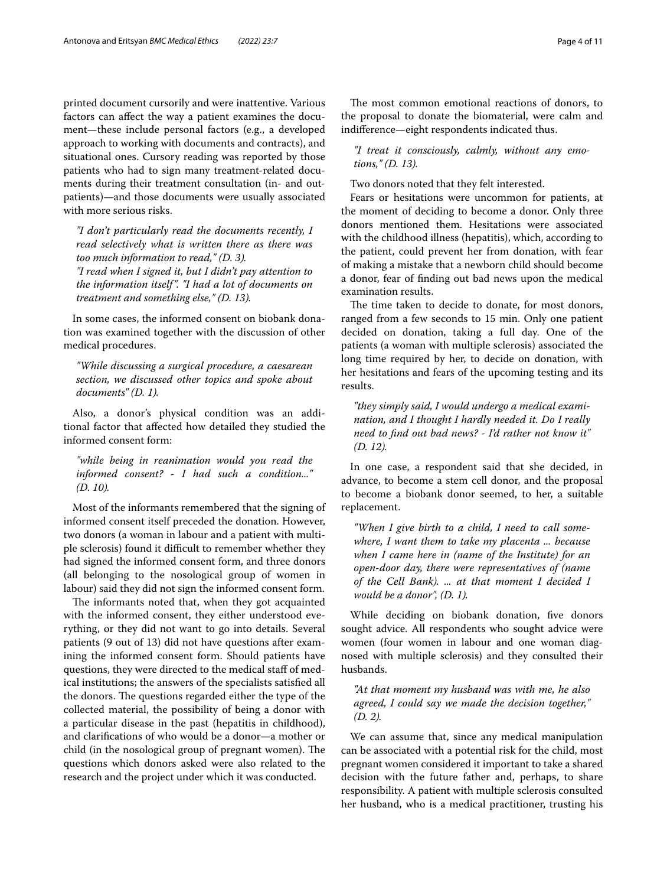printed document cursorily and were inattentive. Various factors can affect the way a patient examines the document—these include personal factors (e.g., a developed approach to working with documents and contracts), and situational ones. Cursory reading was reported by those patients who had to sign many treatment-related documents during their treatment consultation (in- and outpatients)—and those documents were usually associated with more serious risks.

> *"I don't particularly read the documents recently, I read selectively what is written there as there was too much information to read," (D. 3).*
> *"I read when I signed it, but I didn't pay attention to the information itself". "I had a lot of documents on treatment and something else," (D. 13).*

In some cases, the informed consent on biobank donation was examined together with the discussion of other medical procedures.

> *"While discussing a surgical procedure, a caesarean section, we discussed other topics and spoke about documents" (D. 1).*

Also, a donor's physical condition was an additional factor that affected how detailed they studied the informed consent form:

> *"while being in reanimation would you read the informed consent? - I had such a condition..." (D. 10).*

Most of the informants remembered that the signing of informed consent itself preceded the donation. However, two donors (a woman in labour and a patient with multiple sclerosis) found it difficult to remember whether they had signed the informed consent form, and three donors (all belonging to the nosological group of women in labour) said they did not sign the informed consent form.

The informants noted that, when they got acquainted with the informed consent, they either understood everything, or they did not want to go into details. Several patients (9 out of 13) did not have questions after examining the informed consent form. Should patients have questions, they were directed to the medical staff of medical institutions; the answers of the specialists satisfied all the donors. The questions regarded either the type of the collected material, the possibility of being a donor with a particular disease in the past (hepatitis in childhood), and clarifications of who would be a donor—a mother or child (in the nosological group of pregnant women). The questions which donors asked were also related to the research and the project under which it was conducted.

The most common emotional reactions of donors, to the proposal to donate the biomaterial, were calm and indifference—eight respondents indicated thus.

> *"I treat it consciously, calmly, without any emotions," (D. 13).*

Two donors noted that they felt interested.

Fears or hesitations were uncommon for patients, at the moment of deciding to become a donor. Only three donors mentioned them. Hesitations were associated with the childhood illness (hepatitis), which, according to the patient, could prevent her from donation, with fear of making a mistake that a newborn child should become a donor, fear of finding out bad news upon the medical examination results.

The time taken to decide to donate, for most donors, ranged from a few seconds to 15 min. Only one patient decided on donation, taking a full day. One of the patients (a woman with multiple sclerosis) associated the long time required by her, to decide on donation, with her hesitations and fears of the upcoming testing and its results.

> *"they simply said, I would undergo a medical examination, and I thought I hardly needed it. Do I really need to find out bad news? - I'd rather not know it" (D. 12).*

In one case, a respondent said that she decided, in advance, to become a stem cell donor, and the proposal to become a biobank donor seemed, to her, a suitable replacement.

> *"When I give birth to a child, I need to call somewhere, I want them to take my placenta ... because when I came here in (name of the Institute) for an open-door day, there were representatives of (name of the Cell Bank). ... at that moment I decided I would be a donor", (D. 1).*

While deciding on biobank donation, five donors sought advice. All respondents who sought advice were women (four women in labour and one woman diagnosed with multiple sclerosis) and they consulted their husbands.

> *"At that moment my husband was with me, he also agreed, I could say we made the decision together," (D. 2).*

We can assume that, since any medical manipulation can be associated with a potential risk for the child, most pregnant women considered it important to take a shared decision with the future father and, perhaps, to share responsibility. A patient with multiple sclerosis consulted her husband, who is a medical practitioner, trusting his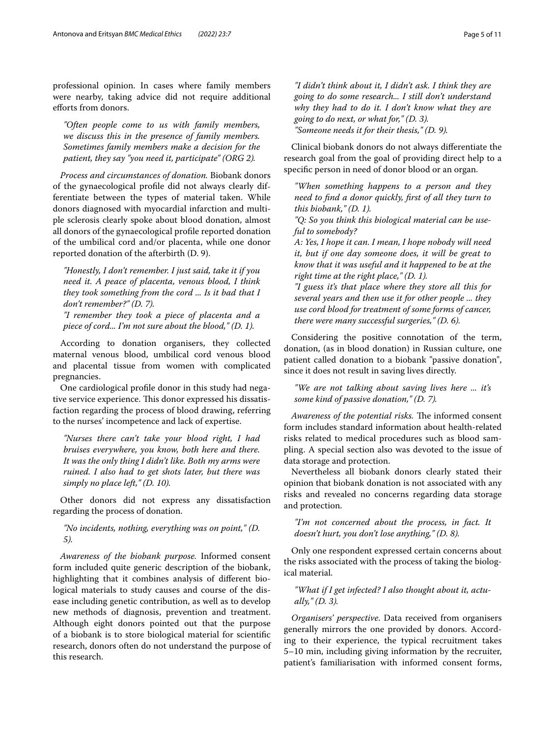professional opinion. In cases where family members were nearby, taking advice did not require additional efforts from donors.

> *"Often people come to us with family members, we discuss this in the presence of family members. Sometimes family members make a decision for the patient, they say "you need it, participate" (ORG 2).*

*Process and circumstances of donation.* Biobank donors of the gynaecological profile did not always clearly differentiate between the types of material taken. While donors diagnosed with myocardial infarction and multiple sclerosis clearly spoke about blood donation, almost all donors of the gynaecological profile reported donation of the umbilical cord and/or placenta, while one donor reported donation of the afterbirth (D. 9).

> *"Honestly, I don't remember. I just said, take it if you need it. A peace of placenta, venous blood, I think they took something from the cord ... Is it bad that I don't remember?" (D. 7).*
>
> *"I remember they took a piece of placenta and a piece of cord... I'm not sure about the blood," (D. 1).*

According to donation organisers, they collected maternal venous blood, umbilical cord venous blood and placental tissue from women with complicated pregnancies.

One cardiological profile donor in this study had negative service experience. This donor expressed his dissatisfaction regarding the process of blood drawing, referring to the nurses' incompetence and lack of expertise.

> *"Nurses there can't take your blood right, I had bruises everywhere, you know, both here and there. It was the only thing I didn't like. Both my arms were ruined. I also had to get shots later, but there was simply no place left," (D. 10).*

Other donors did not express any dissatisfaction regarding the process of donation.

> *"No incidents, nothing, everything was on point," (D. 5).*

*Awareness of the biobank purpose.* Informed consent form included quite generic description of the biobank, highlighting that it combines analysis of different biological materials to study causes and course of the disease including genetic contribution, as well as to develop new methods of diagnosis, prevention and treatment. Although eight donors pointed out that the purpose of a biobank is to store biological material for scientific research, donors often do not understand the purpose of this research.

> *"I didn't think about it, I didn't ask. I think they are going to do some research... I still don't understand why they had to do it. I don't know what they are going to do next, or what for," (D. 3).*
>
> *"Someone needs it for their thesis," (D. 9).*

Clinical biobank donors do not always differentiate the research goal from the goal of providing direct help to a specific person in need of donor blood or an organ.

> *"When something happens to a person and they need to find a donor quickly, first of all they turn to this biobank," (D. 1).*
>
> *"Q: So you think this biological material can be useful to somebody?*
>
> *A: Yes, I hope it can. I mean, I hope nobody will need it, but if one day someone does, it will be great to know that it was useful and it happened to be at the right time at the right place," (D. 1).*
>
> *"I guess it's that place where they store all this for several years and then use it for other people ... they use cord blood for treatment of some forms of cancer, there were many successful surgeries," (D. 6).*

Considering the positive connotation of the term, donation, (as in blood donation) in Russian culture, one patient called donation to a biobank "passive donation", since it does not result in saving lives directly.

> *"We are not talking about saving lives here ... it's some kind of passive donation," (D. 7).*

*Awareness of the potential risks.* The informed consent form includes standard information about health-related risks related to medical procedures such as blood sampling. A special section also was devoted to the issue of data storage and protection.

Nevertheless all biobank donors clearly stated their opinion that biobank donation is not associated with any risks and revealed no concerns regarding data storage and protection.

> *"I'm not concerned about the process, in fact. It doesn't hurt, you don't lose anything," (D. 8).*

Only one respondent expressed certain concerns about the risks associated with the process of taking the biological material.

> *"What if I get infected? I also thought about it, actually," (D. 3).*

*Organisers' perspective*. Data received from organisers generally mirrors the one provided by donors. According to their experience, the typical recruitment takes 5–10 min, including giving information by the recruiter, patient's familiarisation with informed consent forms,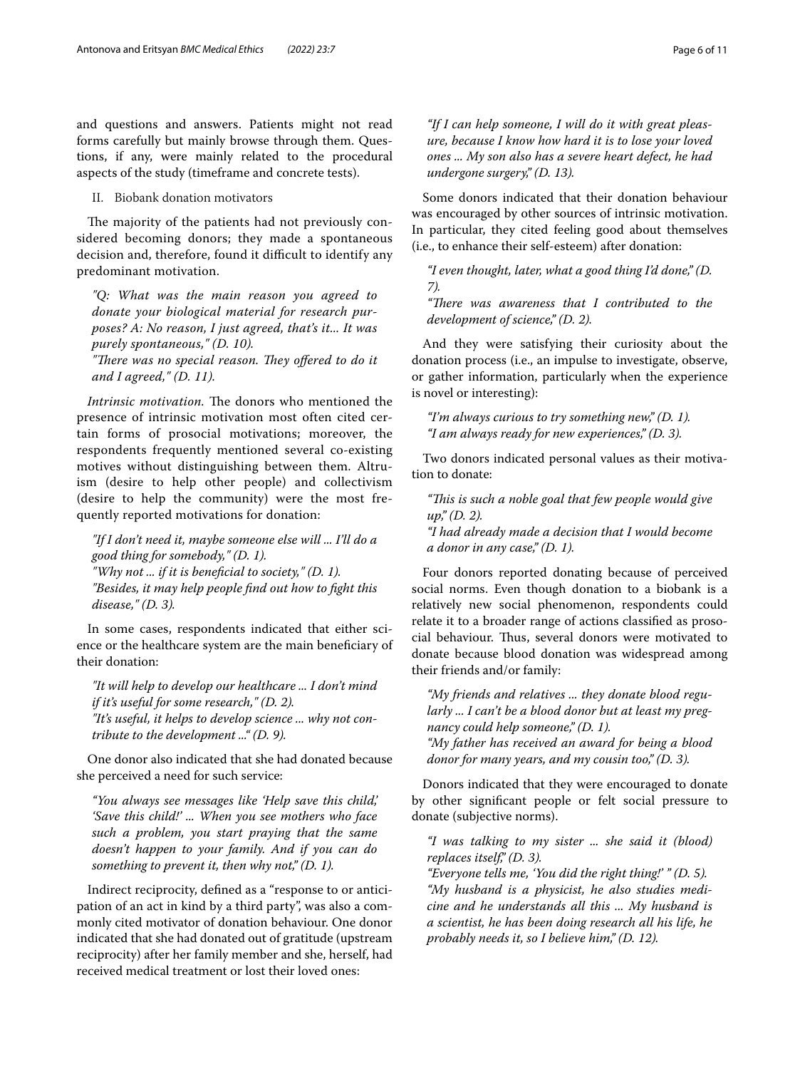and questions and answers. Patients might not read forms carefully but mainly browse through them. Questions, if any, were mainly related to the procedural aspects of the study (timeframe and concrete tests).

II. Biobank donation motivators

The majority of the patients had not previously considered becoming donors; they made a spontaneous decision and, therefore, found it difficult to identify any predominant motivation.

> *"Q: What was the main reason you agreed to donate your biological material for research purposes? A: No reason, I just agreed, that's it... It was purely spontaneous," (D. 10).*
> *"There was no special reason. They offered to do it and I agreed," (D. 11).*

*Intrinsic motivation.* The donors who mentioned the presence of intrinsic motivation most often cited certain forms of prosocial motivations; moreover, the respondents frequently mentioned several co-existing motives without distinguishing between them. Altruism (desire to help other people) and collectivism (desire to help the community) were the most frequently reported motivations for donation:

> *"If I don't need it, maybe someone else will ... I'll do a good thing for somebody," (D. 1).*
> *"Why not ... if it is beneficial to society," (D. 1).*
> *"Besides, it may help people find out how to fight this disease," (D. 3).*

In some cases, respondents indicated that either science or the healthcare system are the main beneficiary of their donation:

> *"It will help to develop our healthcare ... I don't mind if it's useful for some research," (D. 2).*
> *"It's useful, it helps to develop science ... why not contribute to the development ..." (D. 9).*

One donor also indicated that she had donated because she perceived a need for such service:

> *"You always see messages like 'Help save this child,' 'Save this child!' ... When you see mothers who face such a problem, you start praying that the same doesn't happen to your family. And if you can do something to prevent it, then why not," (D. 1).*

Indirect reciprocity, defined as a "response to or anticipation of an act in kind by a third party", was also a commonly cited motivator of donation behaviour. One donor indicated that she had donated out of gratitude (upstream reciprocity) after her family member and she, herself, had received medical treatment or lost their loved ones:

> *"If I can help someone, I will do it with great pleasure, because I know how hard it is to lose your loved ones ... My son also has a severe heart defect, he had undergone surgery," (D. 13).*

Some donors indicated that their donation behaviour was encouraged by other sources of intrinsic motivation. In particular, they cited feeling good about themselves (i.e., to enhance their self-esteem) after donation:

> *"I even thought, later, what a good thing I'd done," (D. 7).*
> *"There was awareness that I contributed to the development of science," (D. 2).*

And they were satisfying their curiosity about the donation process (i.e., an impulse to investigate, observe, or gather information, particularly when the experience is novel or interesting):

> *"I'm always curious to try something new," (D. 1).*
> *"I am always ready for new experiences," (D. 3).*

Two donors indicated personal values as their motivation to donate:

> *"This is such a noble goal that few people would give up," (D. 2).*
> *"I had already made a decision that I would become a donor in any case," (D. 1).*

Four donors reported donating because of perceived social norms. Even though donation to a biobank is a relatively new social phenomenon, respondents could relate it to a broader range of actions classified as prosocial behaviour. Thus, several donors were motivated to donate because blood donation was widespread among their friends and/or family:

> *"My friends and relatives ... they donate blood regularly ... I can't be a blood donor but at least my pregnancy could help someone," (D. 1).*
> *"My father has received an award for being a blood donor for many years, and my cousin too," (D. 3).*

Donors indicated that they were encouraged to donate by other significant people or felt social pressure to donate (subjective norms).

> *"I was talking to my sister ... she said it (blood) replaces itself," (D. 3).*
> *"Everyone tells me, 'You did the right thing!' " (D. 5).*
> *"My husband is a physicist, he also studies medicine and he understands all this ... My husband is a scientist, he has been doing research all his life, he probably needs it, so I believe him," (D. 12).*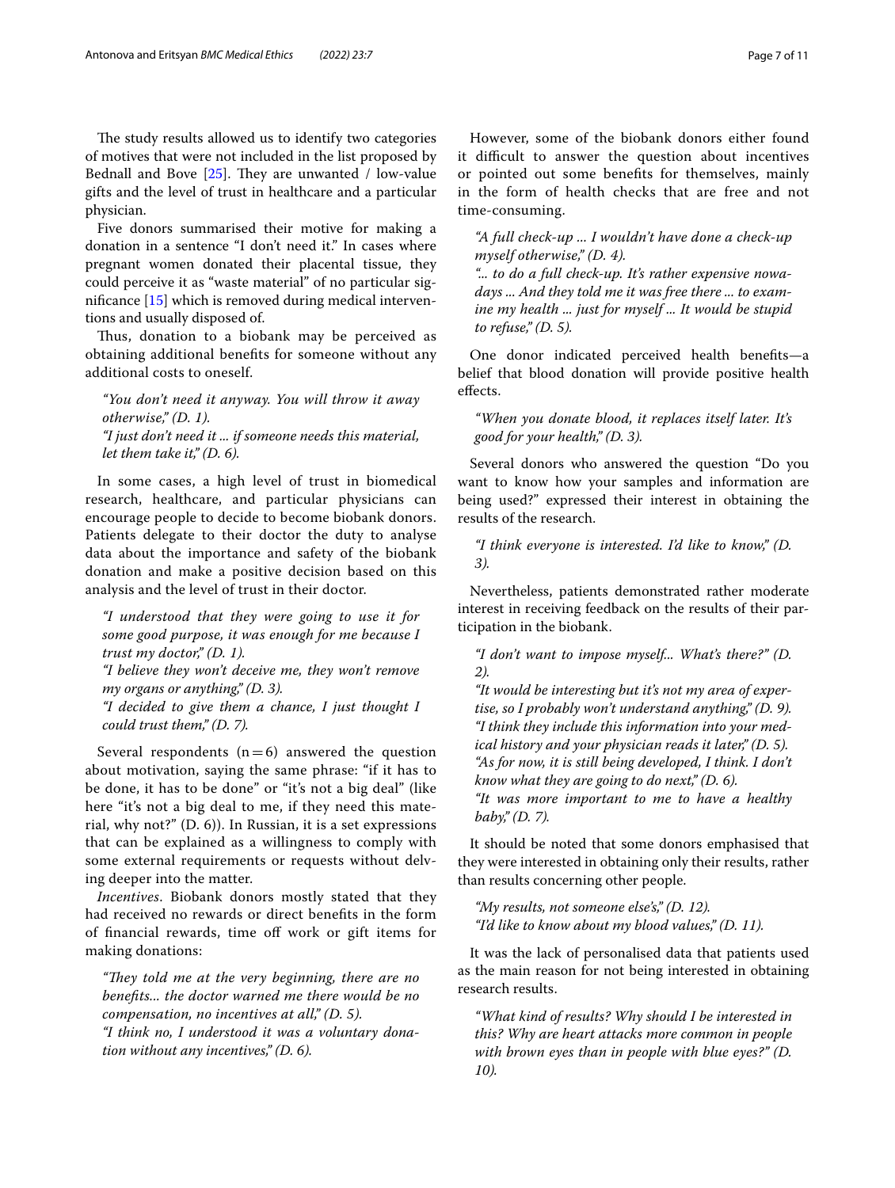The study results allowed us to identify two categories of motives that were not included in the list proposed by Bednall and Bove [25]. They are unwanted / low-value gifts and the level of trust in healthcare and a particular physician.

Five donors summarised their motive for making a donation in a sentence "I don't need it." In cases where pregnant women donated their placental tissue, they could perceive it as "waste material" of no particular significance [15] which is removed during medical interventions and usually disposed of.

Thus, donation to a biobank may be perceived as obtaining additional benefits for someone without any additional costs to oneself.

> *"You don't need it anyway. You will throw it away otherwise," (D. 1).*
> *"I just don't need it ... if someone needs this material, let them take it," (D. 6).*

In some cases, a high level of trust in biomedical research, healthcare, and particular physicians can encourage people to decide to become biobank donors. Patients delegate to their doctor the duty to analyse data about the importance and safety of the biobank donation and make a positive decision based on this analysis and the level of trust in their doctor.

> *"I understood that they were going to use it for some good purpose, it was enough for me because I trust my doctor," (D. 1).*
> *"I believe they won't deceive me, they won't remove my organs or anything," (D. 3).*
> *"I decided to give them a chance, I just thought I could trust them," (D. 7).*

Several respondents (n = 6) answered the question about motivation, saying the same phrase: "if it has to be done, it has to be done" or "it's not a big deal" (like here "it's not a big deal to me, if they need this material, why not?" (D. 6)). In Russian, it is a set expressions that can be explained as a willingness to comply with some external requirements or requests without delving deeper into the matter.

*Incentives*. Biobank donors mostly stated that they had received no rewards or direct benefits in the form of financial rewards, time off work or gift items for making donations:

> *"They told me at the very beginning, there are no benefits... the doctor warned me there would be no compensation, no incentives at all," (D. 5).*
> *"I think no, I understood it was a voluntary donation without any incentives," (D. 6).*

However, some of the biobank donors either found it difficult to answer the question about incentives or pointed out some benefits for themselves, mainly in the form of health checks that are free and not time-consuming.

> *"A full check-up ... I wouldn't have done a check-up myself otherwise," (D. 4).*
> *"... to do a full check-up. It's rather expensive nowadays ... And they told me it was free there ... to examine my health ... just for myself ... It would be stupid to refuse," (D. 5).*

One donor indicated perceived health benefits—a belief that blood donation will provide positive health effects.

> *"When you donate blood, it replaces itself later. It's good for your health," (D. 3).*

Several donors who answered the question "Do you want to know how your samples and information are being used?" expressed their interest in obtaining the results of the research.

> *"I think everyone is interested. I'd like to know," (D. 3).*

Nevertheless, patients demonstrated rather moderate interest in receiving feedback on the results of their participation in the biobank.

> *"I don't want to impose myself... What's there?" (D. 2).*
> *"It would be interesting but it's not my area of expertise, so I probably won't understand anything," (D. 9).*
> *"I think they include this information into your medical history and your physician reads it later," (D. 5).*
> *"As for now, it is still being developed, I think. I don't know what they are going to do next," (D. 6).*
> *"It was more important to me to have a healthy baby," (D. 7).*

It should be noted that some donors emphasised that they were interested in obtaining only their results, rather than results concerning other people.

> *"My results, not someone else's," (D. 12).*
> *"I'd like to know about my blood values," (D. 11).*

It was the lack of personalised data that patients used as the main reason for not being interested in obtaining research results.

> *"What kind of results? Why should I be interested in this? Why are heart attacks more common in people with brown eyes than in people with blue eyes?" (D. 10).*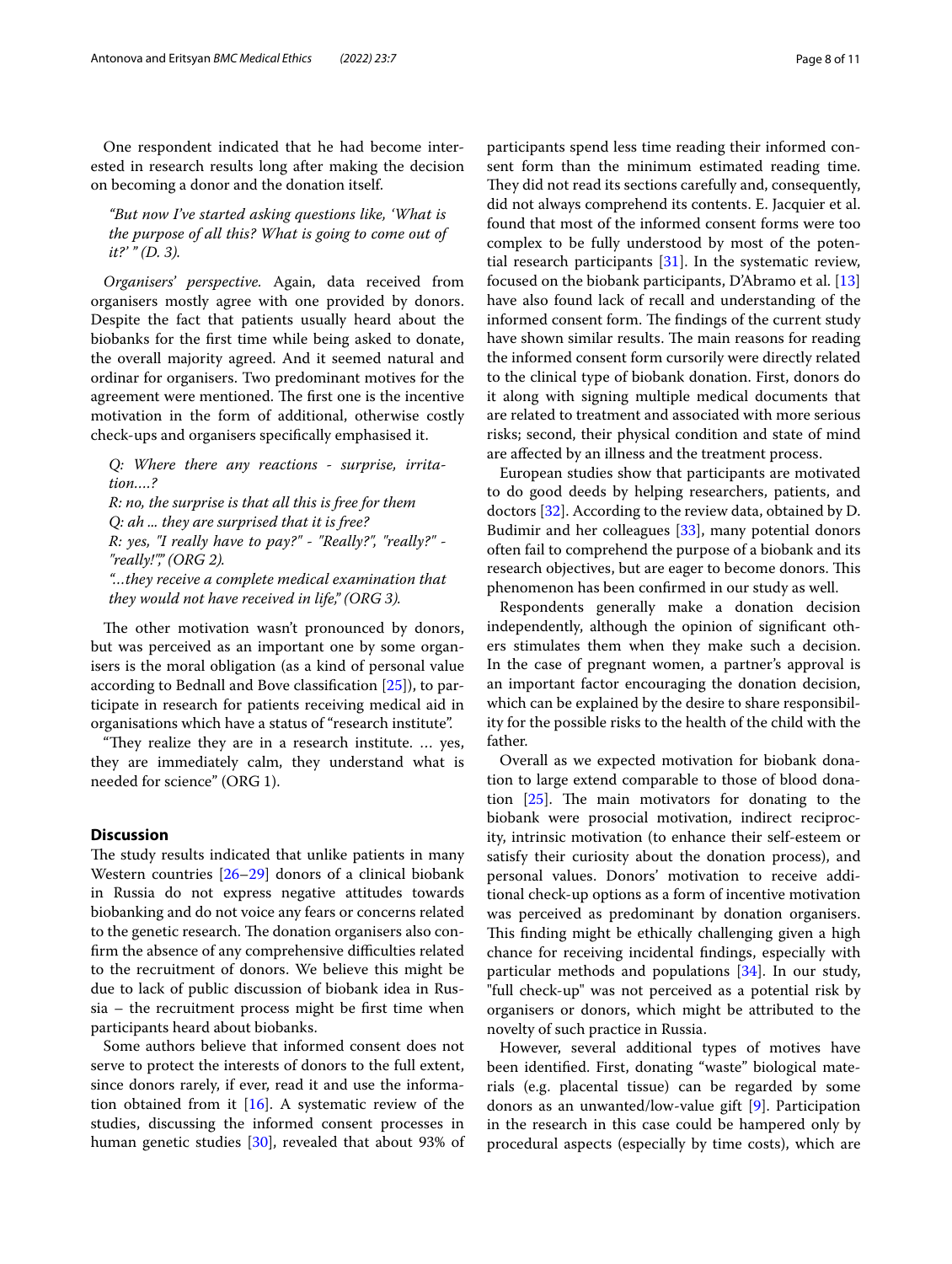One respondent indicated that he had become interested in research results long after making the decision on becoming a donor and the donation itself.

> *"But now I've started asking questions like, 'What is the purpose of all this? What is going to come out of it?' " (D. 3).*

*Organisers' perspective.* Again, data received from organisers mostly agree with one provided by donors. Despite the fact that patients usually heard about the biobanks for the first time while being asked to donate, the overall majority agreed. And it seemed natural and ordinar for organisers. Two predominant motives for the agreement were mentioned. The first one is the incentive motivation in the form of additional, otherwise costly check-ups and organisers specifically emphasised it.

> *Q: Where there any reactions - surprise, irritation....?*
> *R: no, the surprise is that all this is free for them*
> *Q: ah ... they are surprised that it is free?*
> *R: yes, "I really have to pay?" - "Really?", "really?" - "really!"," (ORG 2).*
> *"...they receive a complete medical examination that they would not have received in life," (ORG 3).*

The other motivation wasn't pronounced by donors, but was perceived as an important one by some organisers is the moral obligation (as a kind of personal value according to Bednall and Bove classification [25]), to participate in research for patients receiving medical aid in organisations which have a status of "research institute".

"They realize they are in a research institute. … yes, they are immediately calm, they understand what is needed for science" (ORG 1).

## Discussion

The study results indicated that unlike patients in many Western countries [26–29] donors of a clinical biobank in Russia do not express negative attitudes towards biobanking and do not voice any fears or concerns related to the genetic research. The donation organisers also confirm the absence of any comprehensive difficulties related to the recruitment of donors. We believe this might be due to lack of public discussion of biobank idea in Russia – the recruitment process might be first time when participants heard about biobanks.

Some authors believe that informed consent does not serve to protect the interests of donors to the full extent, since donors rarely, if ever, read it and use the information obtained from it [16]. A systematic review of the studies, discussing the informed consent processes in human genetic studies [30], revealed that about 93% of participants spend less time reading their informed consent form than the minimum estimated reading time. They did not read its sections carefully and, consequently, did not always comprehend its contents. E. Jacquier et al. found that most of the informed consent forms were too complex to be fully understood by most of the potential research participants [31]. In the systematic review, focused on the biobank participants, D'Abramo et al. [13] have also found lack of recall and understanding of the informed consent form. The findings of the current study have shown similar results. The main reasons for reading the informed consent form cursorily were directly related to the clinical type of biobank donation. First, donors do it along with signing multiple medical documents that are related to treatment and associated with more serious risks; second, their physical condition and state of mind are affected by an illness and the treatment process.

European studies show that participants are motivated to do good deeds by helping researchers, patients, and doctors [32]. According to the review data, obtained by D. Budimir and her colleagues [33], many potential donors often fail to comprehend the purpose of a biobank and its research objectives, but are eager to become donors. This phenomenon has been confirmed in our study as well.

Respondents generally make a donation decision independently, although the opinion of significant others stimulates them when they make such a decision. In the case of pregnant women, a partner's approval is an important factor encouraging the donation decision, which can be explained by the desire to share responsibility for the possible risks to the health of the child with the father.

Overall as we expected motivation for biobank donation to large extend comparable to those of blood donation [25]. The main motivators for donating to the biobank were prosocial motivation, indirect reciprocity, intrinsic motivation (to enhance their self-esteem or satisfy their curiosity about the donation process), and personal values. Donors' motivation to receive additional check-up options as a form of incentive motivation was perceived as predominant by donation organisers. This finding might be ethically challenging given a high chance for receiving incidental findings, especially with particular methods and populations [34]. In our study, "full check-up" was not perceived as a potential risk by organisers or donors, which might be attributed to the novelty of such practice in Russia.

However, several additional types of motives have been identified. First, donating "waste" biological materials (e.g. placental tissue) can be regarded by some donors as an unwanted/low-value gift [9]. Participation in the research in this case could be hampered only by procedural aspects (especially by time costs), which are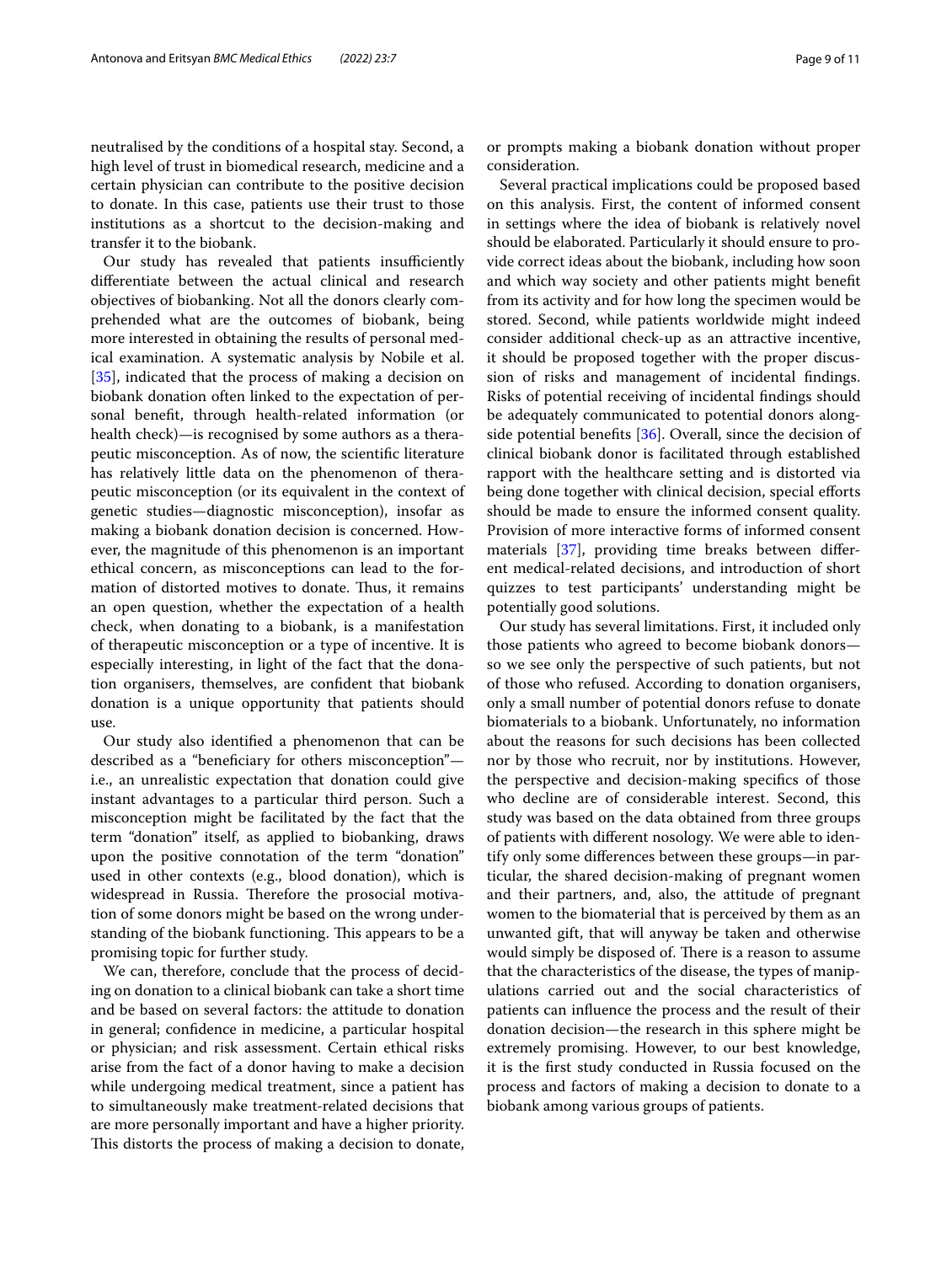neutralised by the conditions of a hospital stay. Second, a high level of trust in biomedical research, medicine and a certain physician can contribute to the positive decision to donate. In this case, patients use their trust to those institutions as a shortcut to the decision-making and transfer it to the biobank.

Our study has revealed that patients insufficiently differentiate between the actual clinical and research objectives of biobanking. Not all the donors clearly comprehended what are the outcomes of biobank, being more interested in obtaining the results of personal medical examination. A systematic analysis by Nobile et al. [35], indicated that the process of making a decision on biobank donation often linked to the expectation of personal benefit, through health-related information (or health check)—is recognised by some authors as a therapeutic misconception. As of now, the scientific literature has relatively little data on the phenomenon of therapeutic misconception (or its equivalent in the context of genetic studies—diagnostic misconception), insofar as making a biobank donation decision is concerned. However, the magnitude of this phenomenon is an important ethical concern, as misconceptions can lead to the formation of distorted motives to donate. Thus, it remains an open question, whether the expectation of a health check, when donating to a biobank, is a manifestation of therapeutic misconception or a type of incentive. It is especially interesting, in light of the fact that the donation organisers, themselves, are confident that biobank donation is a unique opportunity that patients should use.

Our study also identified a phenomenon that can be described as a "beneficiary for others misconception"—i.e., an unrealistic expectation that donation could give instant advantages to a particular third person. Such a misconception might be facilitated by the fact that the term "donation" itself, as applied to biobanking, draws upon the positive connotation of the term "donation" used in other contexts (e.g., blood donation), which is widespread in Russia. Therefore the prosocial motivation of some donors might be based on the wrong understanding of the biobank functioning. This appears to be a promising topic for further study.

We can, therefore, conclude that the process of deciding on donation to a clinical biobank can take a short time and be based on several factors: the attitude to donation in general; confidence in medicine, a particular hospital or physician; and risk assessment. Certain ethical risks arise from the fact of a donor having to make a decision while undergoing medical treatment, since a patient has to simultaneously make treatment-related decisions that are more personally important and have a higher priority. This distorts the process of making a decision to donate, or prompts making a biobank donation without proper consideration.

Several practical implications could be proposed based on this analysis. First, the content of informed consent in settings where the idea of biobank is relatively novel should be elaborated. Particularly it should ensure to provide correct ideas about the biobank, including how soon and which way society and other patients might benefit from its activity and for how long the specimen would be stored. Second, while patients worldwide might indeed consider additional check-up as an attractive incentive, it should be proposed together with the proper discussion of risks and management of incidental findings. Risks of potential receiving of incidental findings should be adequately communicated to potential donors alongside potential benefits [36]. Overall, since the decision of clinical biobank donor is facilitated through established rapport with the healthcare setting and is distorted via being done together with clinical decision, special efforts should be made to ensure the informed consent quality. Provision of more interactive forms of informed consent materials [37], providing time breaks between different medical-related decisions, and introduction of short quizzes to test participants' understanding might be potentially good solutions.

Our study has several limitations. First, it included only those patients who agreed to become biobank donors—so we see only the perspective of such patients, but not of those who refused. According to donation organisers, only a small number of potential donors refuse to donate biomaterials to a biobank. Unfortunately, no information about the reasons for such decisions has been collected nor by those who recruit, nor by institutions. However, the perspective and decision-making specifics of those who decline are of considerable interest. Second, this study was based on the data obtained from three groups of patients with different nosology. We were able to identify only some differences between these groups—in particular, the shared decision-making of pregnant women and their partners, and, also, the attitude of pregnant women to the biomaterial that is perceived by them as an unwanted gift, that will anyway be taken and otherwise would simply be disposed of. There is a reason to assume that the characteristics of the disease, the types of manipulations carried out and the social characteristics of patients can influence the process and the result of their donation decision—the research in this sphere might be extremely promising. However, to our best knowledge, it is the first study conducted in Russia focused on the process and factors of making a decision to donate to a biobank among various groups of patients.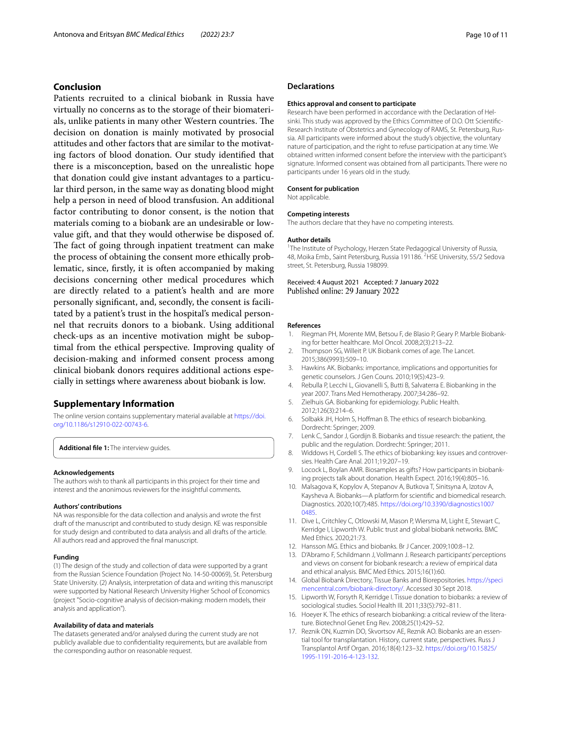## Conclusion

Patients recruited to a clinical biobank in Russia have virtually no concerns as to the storage of their biomaterials, unlike patients in many other Western countries. The decision on donation is mainly motivated by prosocial attitudes and other factors that are similar to the motivating factors of blood donation. Our study identified that there is a misconception, based on the unrealistic hope that donation could give instant advantages to a particular third person, in the same way as donating blood might help a person in need of blood transfusion. An additional factor contributing to donor consent, is the notion that materials coming to a biobank are an undesirable or low-value gift, and that they would otherwise be disposed of. The fact of going through inpatient treatment can make the process of obtaining the consent more ethically problematic, since, firstly, it is often accompanied by making decisions concerning other medical procedures which are directly related to a patient's health and are more personally significant, and, secondly, the consent is facilitated by a patient's trust in the hospital's medical personnel that recruits donors to a biobank. Using additional check-ups as an incentive motivation might be suboptimal from the ethical perspective. Improving quality of decision-making and informed consent process among clinical biobank donors requires additional actions especially in settings where awareness about biobank is low.

## Supplementary Information

The online version contains supplementary material available at https://doi.org/10.1186/s12910-022-00743-6.

**Additional file 1:** The interview guides.

#### Acknowledgements

The authors wish to thank all participants in this project for their time and interest and the anonimous reviewers for the insightful comments.

#### Authors' contributions

NA was responsible for the data collection and analysis and wrote the first draft of the manuscript and contributed to study design. KE was responsible for study design and contributed to data analysis and all drafts of the article. All authors read and approved the final manuscript.

#### Funding

(1) The design of the study and collection of data were supported by a grant from the Russian Science Foundation (Project No. 14-50-00069), St. Petersburg State University. (2) Analysis, interpretation of data and writing this manuscript were supported by National Research University Higher School of Economics (project "Socio-cognitive analysis of decision-making: modern models, their analysis and application").

#### Availability of data and materials

The datasets generated and/or analysed during the current study are not publicly available due to confidentiality requirements, but are available from the corresponding author on reasonable request.

## Declarations

#### Ethics approval and consent to participate

Research have been performed in accordance with the Declaration of Helsinki. This study was approved by the Ethics Committee of D.O. Ott Scientific-Research Institute of Obstetrics and Gynecology of RAMS, St. Petersburg, Russia. All participants were informed about the study's objective, the voluntary nature of participation, and the right to refuse participation at any time. We obtained written informed consent before the interview with the participant's signature. Informed consent was obtained from all participants. There were no participants under 16 years old in the study.

#### Consent for publication

Not applicable.

#### Competing interests

The authors declare that they have no competing interests.

#### Author details

[1]The Institute of Psychology, Herzen State Pedagogical University of Russia, 48, Moika Emb., Saint Petersburg, Russia 191186. [2]HSE University, 55/2 Sedova street, St. Petersburg, Russia 198099.

Received: 4 August 2021 Accepted: 7 January 2022
Published online: 29 January 2022

#### References

1. Riegman PH, Morente MM, Betsou F, de Blasio P, Geary P. Marble Biobanking for better healthcare. Mol Oncol. 2008;2(3):213–22.
2. Thompson SG, Willeit P. UK Biobank comes of age. The Lancet. 2015;386(9993):509–10.
3. Hawkins AK. Biobanks: importance, implications and opportunities for genetic counselors. J Gen Couns. 2010;19(5):423–9.
4. Rebulla P, Lecchi L, Giovanelli S, Butti B, Salvaterra E. Biobanking in the year 2007. Trans Med Hemotherapy. 2007;34:286–92.
5. Zielhuis GA. Biobanking for epidemiology. Public Health. 2012;126(3):214–6.
6. Solbakk JH, Holm S, Hoffman B. The ethics of research biobanking. Dordrecht: Springer; 2009.
7. Lenk C, Sandor J, Gordijn B. Biobanks and tissue research: the patient, the public and the regulation. Dordrecht: Springer; 2011.
8. Widdows H, Cordell S. The ethics of biobanking: key issues and controversies. Health Care Anal. 2011;19:207–19.
9. Locock L, Boylan AMR. Biosamples as gifts? How participants in biobanking projects talk about donation. Health Expect. 2016;19(4):805–16.
10. Malsagova K, Kopylov A, Stepanov A, Butkova T, Sinitsyna A, Izotov A, Kaysheva A. Biobanks—A platform for scientific and biomedical research. Diagnostics. 2020;10(7):485. https://doi.org/10.3390/diagnostics10070485.
11. Dive L, Critchley C, Otlowski M, Mason P, Wiersma M, Light E, Stewart C, Kerridge I, Lipworth W. Public trust and global biobank networks. BMC Med Ethics. 2020;21:73.
12. Hansson MG. Ethics and biobanks. Br J Cancer. 2009;100:8–12.
13. D'Abramo F, Schildmann J, Vollmann J. Research participants' perceptions and views on consent for biobank research: a review of empirical data and ethical analysis. BMC Med Ethics. 2015;16(1):60.
14. Global Biobank Directory, Tissue Banks and Biorepositories. https://specimencentral.com/biobank-directory/. Accessed 30 Sept 2018.
15. Lipworth W, Forsyth R, Kerridge I. Tissue donation to biobanks: a review of sociological studies. Sociol Health Ill. 2011;33(5):792–811.
16. Hoeyer K. The ethics of research biobanking: a critical review of the literature. Biotechnol Genet Eng Rev. 2008;25(1):429–52.
17. Reznik ON, Kuzmin DO, Skvortsov AE, Reznik AO. Biobanks are an essential tool for transplantation. History, current state, perspectives. Russ J Transplantol Artif Organ. 2016;18(4):123–32. https://doi.org/10.15825/1995-1191-2016-4-123-132.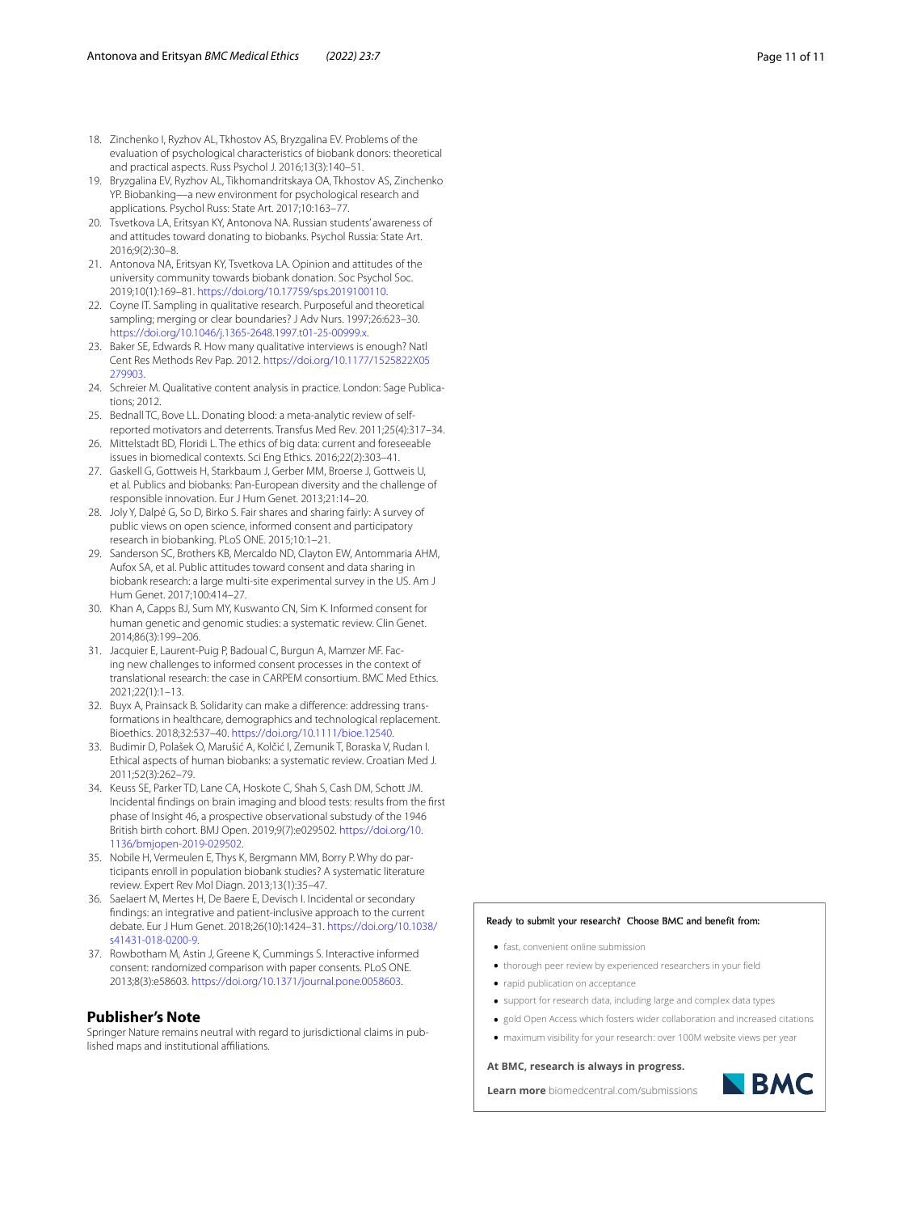18. Zinchenko I, Ryzhov AL, Tkhostov AS, Bryzgalina EV. Problems of the evaluation of psychological characteristics of biobank donors: theoretical and practical aspects. Russ Psychol J. 2016;13(3):140–51.
19. Bryzgalina EV, Ryzhov AL, Tikhomandritskaya OA, Tkhostov AS, Zinchenko YP. Biobanking—a new environment for psychological research and applications. Psychol Russ: State Art. 2017;10:163–77.
20. Tsvetkova LA, Eritsyan KY, Antonova NA. Russian students' awareness of and attitudes toward donating to biobanks. Psychol Russia: State Art. 2016;9(2):30–8.
21. Antonova NA, Eritsyan KY, Tsvetkova LA. Opinion and attitudes of the university community towards biobank donation. Soc Psychol Soc. 2019;10(1):169–81. https://doi.org/10.17759/sps.2019100110.
22. Coyne IT. Sampling in qualitative research. Purposeful and theoretical sampling; merging or clear boundaries? J Adv Nurs. 1997;26:623–30. https://doi.org/10.1046/j.1365-2648.1997.t01-25-00999.x.
23. Baker SE, Edwards R. How many qualitative interviews is enough? Natl Cent Res Methods Rev Pap. 2012. https://doi.org/10.1177/1525822X05279903.
24. Schreier M. Qualitative content analysis in practice. London: Sage Publications; 2012.
25. Bednall TC, Bove LL. Donating blood: a meta-analytic review of self-reported motivators and deterrents. Transfus Med Rev. 2011;25(4):317–34.
26. Mittelstadt BD, Floridi L. The ethics of big data: current and foreseeable issues in biomedical contexts. Sci Eng Ethics. 2016;22(2):303–41.
27. Gaskell G, Gottweis H, Starkbaum J, Gerber MM, Broerse J, Gottweis U, et al. Publics and biobanks: Pan-European diversity and the challenge of responsible innovation. Eur J Hum Genet. 2013;21:14–20.
28. Joly Y, Dalpé G, So D, Birko S. Fair shares and sharing fairly: A survey of public views on open science, informed consent and participatory research in biobanking. PLoS ONE. 2015;10:1–21.
29. Sanderson SC, Brothers KB, Mercaldo ND, Clayton EW, Antommaria AHM, Aufox SA, et al. Public attitudes toward consent and data sharing in biobank research: a large multi-site experimental survey in the US. Am J Hum Genet. 2017;100:414–27.
30. Khan A, Capps BJ, Sum MY, Kuswanto CN, Sim K. Informed consent for human genetic and genomic studies: a systematic review. Clin Genet. 2014;86(3):199–206.
31. Jacquier E, Laurent-Puig P, Badoual C, Burgun A, Mamzer MF. Facing new challenges to informed consent processes in the context of translational research: the case in CARPEM consortium. BMC Med Ethics. 2021;22(1):1–13.
32. Buyx A, Prainsack B. Solidarity can make a difference: addressing transformations in healthcare, demographics and technological replacement. Bioethics. 2018;32:537–40. https://doi.org/10.1111/bioe.12540.
33. Budimir D, Polašek O, Marušić A, Kolčić I, Zemunik T, Boraska V, Rudan I. Ethical aspects of human biobanks: a systematic review. Croatian Med J. 2011;52(3):262–79.
34. Keuss SE, Parker TD, Lane CA, Hoskote C, Shah S, Cash DM, Schott JM. Incidental findings on brain imaging and blood tests: results from the first phase of Insight 46, a prospective observational substudy of the 1946 British birth cohort. BMJ Open. 2019;9(7):e029502. https://doi.org/10.1136/bmjopen-2019-029502.
35. Nobile H, Vermeulen E, Thys K, Bergmann MM, Borry P. Why do participants enroll in population biobank studies? A systematic literature review. Expert Rev Mol Diagn. 2013;13(1):35–47.
36. Saelaert M, Mertes H, De Baere E, Devisch I. Incidental or secondary findings: an integrative and patient-inclusive approach to the current debate. Eur J Hum Genet. 2018;26(10):1424–31. https://doi.org/10.1038/s41431-018-0200-9.
37. Rowbotham M, Astin J, Greene K, Cummings S. Interactive informed consent: randomized comparison with paper consents. PLoS ONE. 2013;8(3):e58603. https://doi.org/10.1371/journal.pone.0058603.

## Publisher's Note

Springer Nature remains neutral with regard to jurisdictional claims in published maps and institutional affiliations.

Ready to submit your research? Choose BMC and benefit from:

- fast, convenient online submission
- thorough peer review by experienced researchers in your field
- rapid publication on acceptance
- support for research data, including large and complex data types
- gold Open Access which fosters wider collaboration and increased citations
- maximum visibility for your research: over 100M website views per year

**At BMC, research is always in progress.**

**Learn more** biomedcentral.com/submissions

BMC